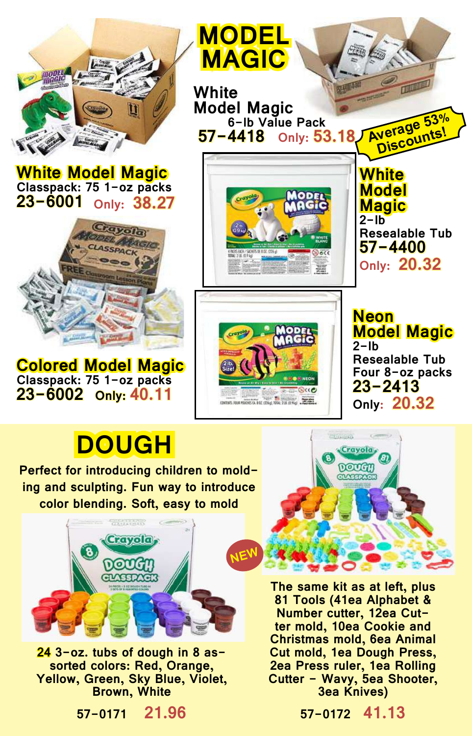# MODEL MAGIC

**White Model Magic**
6-lb Value Pack
**57-4418** Only: **53.18**

Average 53% Discounts!

**White Model Magic**
Classpack: 75 1-oz packs
**23-6001** Only: **38.27**

**White Model Magic**
2-lb
Resealable Tub
**57-4400**
Only: **20.32**

**Colored Model Magic**
Classpack: 75 1-oz packs
**23-6002** Only: **40.11**

**Neon Model Magic**
2-lb
Resealable Tub
Four 8-oz packs
**23-2413**
Only: **20.32**

# DOUGH

Perfect for introducing children to molding and sculpting. Fun way to introduce color blending. Soft, easy to mold

NEW

**24** 3-oz. tubs of dough in 8 assorted colors: Red, Orange, Yellow, Green, Sky Blue, Violet, Brown, White

57-0171 **21.96**

The same kit as at left, plus 81 Tools (41ea Alphabet & Number cutter, 12ea Cutter mold, 10ea Cookie and Christmas mold, 6ea Animal Cut mold, 1ea Dough Press, 2ea Press ruler, 1ea Rolling Cutter - Wavy, 5ea Shooter, 3ea Knives)

57-0172 **41.13**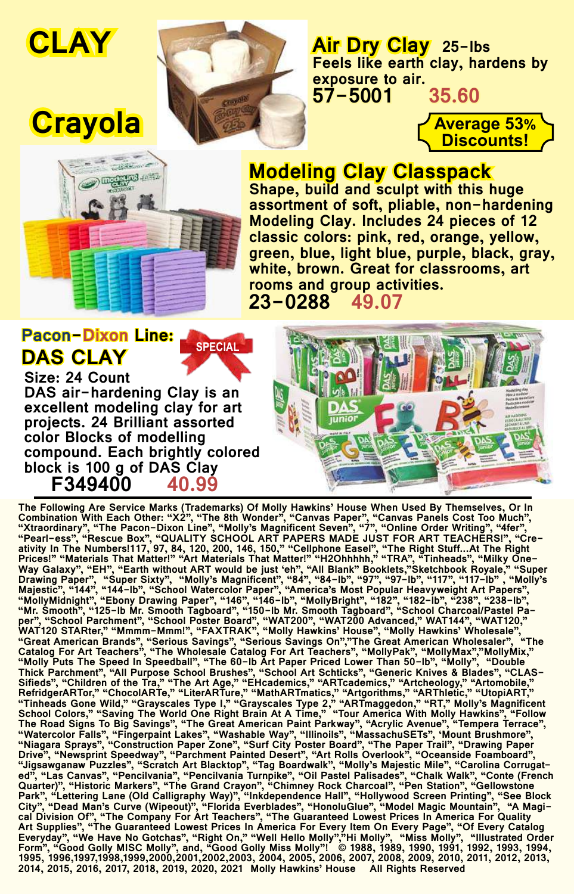# CLAY

# Crayola

## Air Dry Clay 25-lbs

Feels like earth clay, hardens by exposure to air.

**57-5001** 35.60

**Average 53% Discounts!**

## Modeling Clay Classpack

Shape, build and sculpt with this huge assortment of soft, pliable, non-hardening Modeling Clay. Includes 24 pieces of 12 classic colors: pink, red, orange, yellow, green, blue, light blue, purple, black, gray, white, brown. Great for classrooms, art rooms and group activities.

**23-0288** 49.07

## Pacon-Dixon Line:

## DAS CLAY

SPECIAL

Size: 24 Count

DAS air-hardening Clay is an excellent modeling clay for art projects. 24 Brilliant assorted color Blocks of modelling compound. Each brightly colored block is 100 g of DAS Clay

**F349400** 40.99

---

The Following Are Service Marks (Trademarks) Of Molly Hawkins' House When Used By Themselves, Or In Combination With Each Other: "X2", "The 8th Wonder", "Canvas Paper", "Canvas Panels Cost Too Much", "Xtraordinary", "The Pacon-Dixon Line", "Molly's Magnificent Seven", "7", "Online Order Writing", "4fer", "Pearl-ess", "Rescue Box", "QUALITY SCHOOL ART PAPERS MADE JUST FOR ART TEACHERS!", "Creativity In The Numbers!117, 97, 84, 120, 200, 146, 150," "Cellphone Easel", "The Right Stuff...At The Right Prices!" "Materials That Matter!" "Art Materials That Matter!" "H2Ohhhhh," "TRA", "Tinheads", "Milky One-Way Galaxy", "EH", "Earth without ART would be just 'eh", "All Blank" Booklets,"Sketchbook Royale", "Super Drawing Paper", "Super Sixty", "Molly's Magnificent", "84", "84-lb", "97", "97-lb", "117", "117-lb" , "Molly's Majestic", "144", "144-lb", "School Watercolor Paper", "America's Most Popular Heavyweight Art Papers", "MollyMidnight", "Ebony Drawing Paper", "146", "146-lb", "MollyBright", "182", "182-lb", "238", "238-lb", "Mr. Smooth", "125-lb Mr. Smooth Tagboard", "150-lb Mr. Smooth Tagboard", "School Charcoal/Pastel Paper", "School Parchment", "School Poster Board", "WAT200", "WAT200 Advanced," WAT144", "WAT120," WAT120 STARter," "Mmmm-Mmm!", "FAXTRAK", "Molly Hawkins' House", "Molly Hawkins' Wholesale", "Great American Brands", "Serious Savings", "Serious Savings On","The Great American Wholesaler", "The Catalog For Art Teachers", "The Wholesale Catalog For Art Teachers", "MollyPak", "MollyMax","MollyMix," "Molly Puts The Speed In Speedball", "The 60-lb Art Paper Priced Lower Than 50-lb", "Molly", "Double Thick Parchment", "All Purpose School Brushes", "School Art Schticks", "Generic Knives & Blades", "CLASSifieds", "Children of the Tra," "The Art Age," "EHcademics," "ARTcademics," "Artcheology," "Artomobile," RefridgerARTor," "ChocolARTe," "LiterARTure," "MathARTmatics," "Artgorithms," "ARThletic," "UtopiART," "Tinheads Gone Wild," "Grayscales Type I," "Grayscales Type 2," "ARTmaggedon," "RT," Molly's Magnificent School Colors," "Saving The World One Right Brain At A Time," "Tour America With Molly Hawkins", "Follow The Road Signs To Big Savings", "The Great American Paint Parkway", "Acrylic Avenue", "Tempera Terrace", "Watercolor Falls", "Fingerpaint Lakes", "Washable Way", "Illinoils", "MassachuSETs", 'Mount Brushmore", "Niagara Sprays", "Construction Paper Zone", "Surf City Poster Board", "The Paper Trail", "Drawing Paper Drive", "Newsprint Speedway", "Parchment Painted Desert", "Art Rolls Overlook", "Oceanside Foamboard", "Jigsawganaw Puzzles", "Scratch Art Blacktop", "Tag Boardwalk", "Molly's Majestic Mile", "Carolina Corrugated", "Las Canvas", "Pencilvania", "Pencilvania Turnpike", "Oil Pastel Palisades", "Chalk Walk", "Conte (French Quarter)", "Historic Markers", "The Grand Crayon", "Chimney Rock Charcoal", "Pen Station", "Gellowstone Park", "Lettering Lane (Old Calligraphy Way)", "Inkdependence Hall", "Hollywood Screen Printing", "See Block City", "Dead Man's Curve (Wipeout)", "Florida Everblades", "HonoluGlue", "Model Magic Mountain", "A Magical Division Of", "The Company For Art Teachers", "The Guaranteed Lowest Prices In America For Quality Art Supplies", "The Guaranteed Lowest Prices In America For Every Item On Every Page", "Of Every Catalog Everyday", "We Have No Gotchas", "Right On," "Well Hello Molly","Hi Molly", "Miss Molly", "Illustrated Order Form", "Good Golly MISC Molly", and, "Good Golly Miss Molly"! © 1988, 1989, 1990, 1991, 1992, 1993, 1994, 1995, 1996,1997,1998,1999,2000,2001,2002,2003, 2004, 2005, 2006, 2007, 2008, 2009, 2010, 2011, 2012, 2013, 2014, 2015, 2016, 2017, 2018, 2019, 2020, 2021 Molly Hawkins' House All Rights Reserved